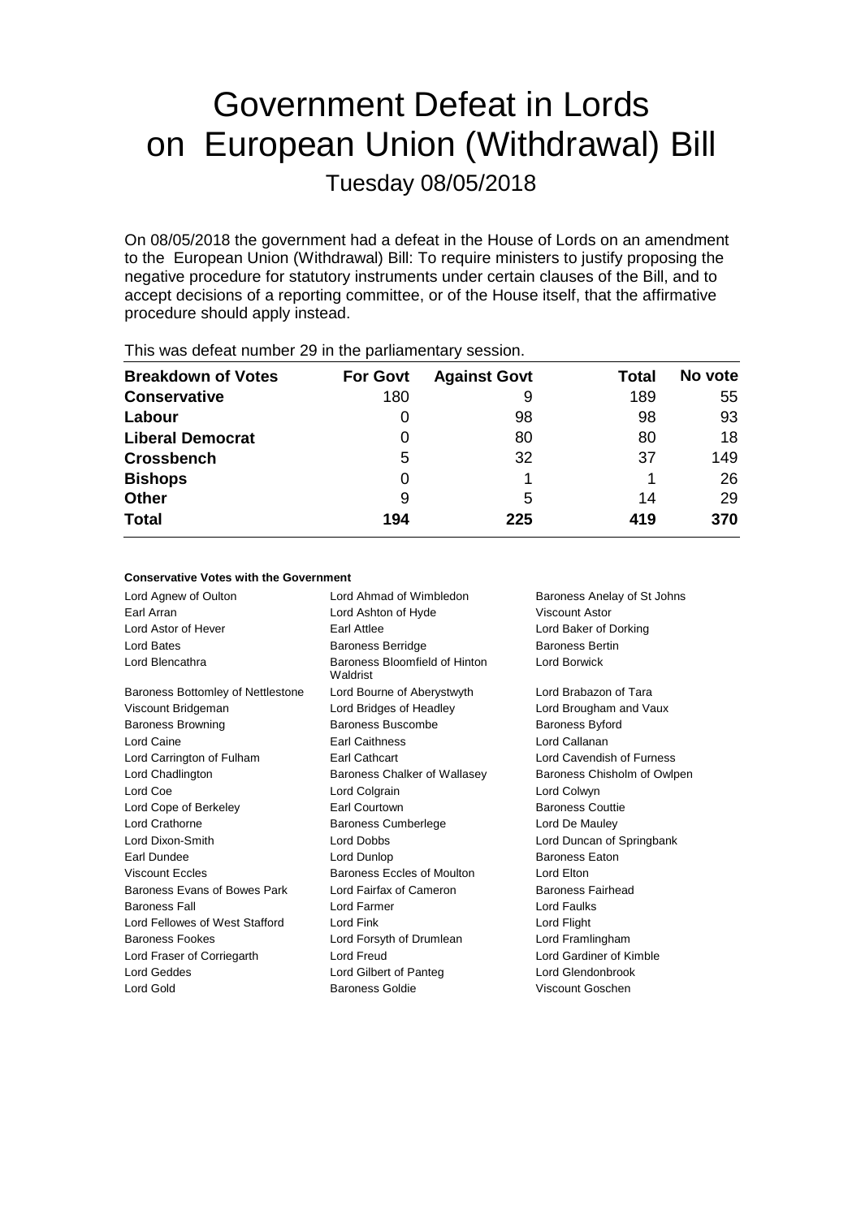# Government Defeat in Lords on European Union (Withdrawal) Bill

## Tuesday 08/05/2018

On 08/05/2018 the government had a defeat in the House of Lords on an amendment to the European Union (Withdrawal) Bill: To require ministers to justify proposing the negative procedure for statutory instruments under certain clauses of the Bill, and to accept decisions of a reporting committee, or of the House itself, that the affirmative procedure should apply instead.

This was defeat number 29 in the parliamentary session.

| Breakdown of Votes | For Govt | Against Govt | Total | No vote |
|---|---|---|---|---|
| **Conservative** | 180 | 9 | 189 | 55 |
| **Labour** | 0 | 98 | 98 | 93 |
| **Liberal Democrat** | 0 | 80 | 80 | 18 |
| **Crossbench** | 5 | 32 | 37 | 149 |
| **Bishops** | 0 | 1 | 1 | 26 |
| **Other** | 9 | 5 | 14 | 29 |
| **Total** | **194** | **225** | **419** | **370** |

**Conservative Votes with the Government**

Lord Agnew of Oulton
Lord Ahmad of Wimbledon
Baroness Anelay of St Johns
Earl Arran
Lord Ashton of Hyde
Viscount Astor
Lord Astor of Hever
Earl Attlee
Lord Baker of Dorking
Lord Bates
Baroness Berridge
Baroness Bertin
Lord Blencathra
Baroness Bloomfield of Hinton Waldrist
Lord Borwick
Baroness Bottomley of Nettlestone
Lord Bourne of Aberystwyth
Lord Brabazon of Tara
Viscount Bridgeman
Lord Bridges of Headley
Lord Brougham and Vaux
Baroness Browning
Baroness Buscombe
Baroness Byford
Lord Caine
Earl Caithness
Lord Callanan
Lord Carrington of Fulham
Earl Cathcart
Lord Cavendish of Furness
Lord Chadlington
Baroness Chalker of Wallasey
Baroness Chisholm of Owlpen
Lord Coe
Lord Colgrain
Lord Colwyn
Lord Cope of Berkeley
Earl Courtown
Baroness Couttie
Lord Crathorne
Baroness Cumberlege
Lord De Mauley
Lord Dixon-Smith
Lord Dobbs
Lord Duncan of Springbank
Earl Dundee
Lord Dunlop
Baroness Eaton
Viscount Eccles
Baroness Eccles of Moulton
Lord Elton
Baroness Evans of Bowes Park
Lord Fairfax of Cameron
Baroness Fairhead
Baroness Fall
Lord Farmer
Lord Faulks
Lord Fellowes of West Stafford
Lord Fink
Lord Flight
Baroness Fookes
Lord Forsyth of Drumlean
Lord Framlingham
Lord Fraser of Corriegarth
Lord Freud
Lord Gardiner of Kimble
Lord Geddes
Lord Gilbert of Panteg
Lord Glendonbrook
Lord Gold
Baroness Goldie
Viscount Goschen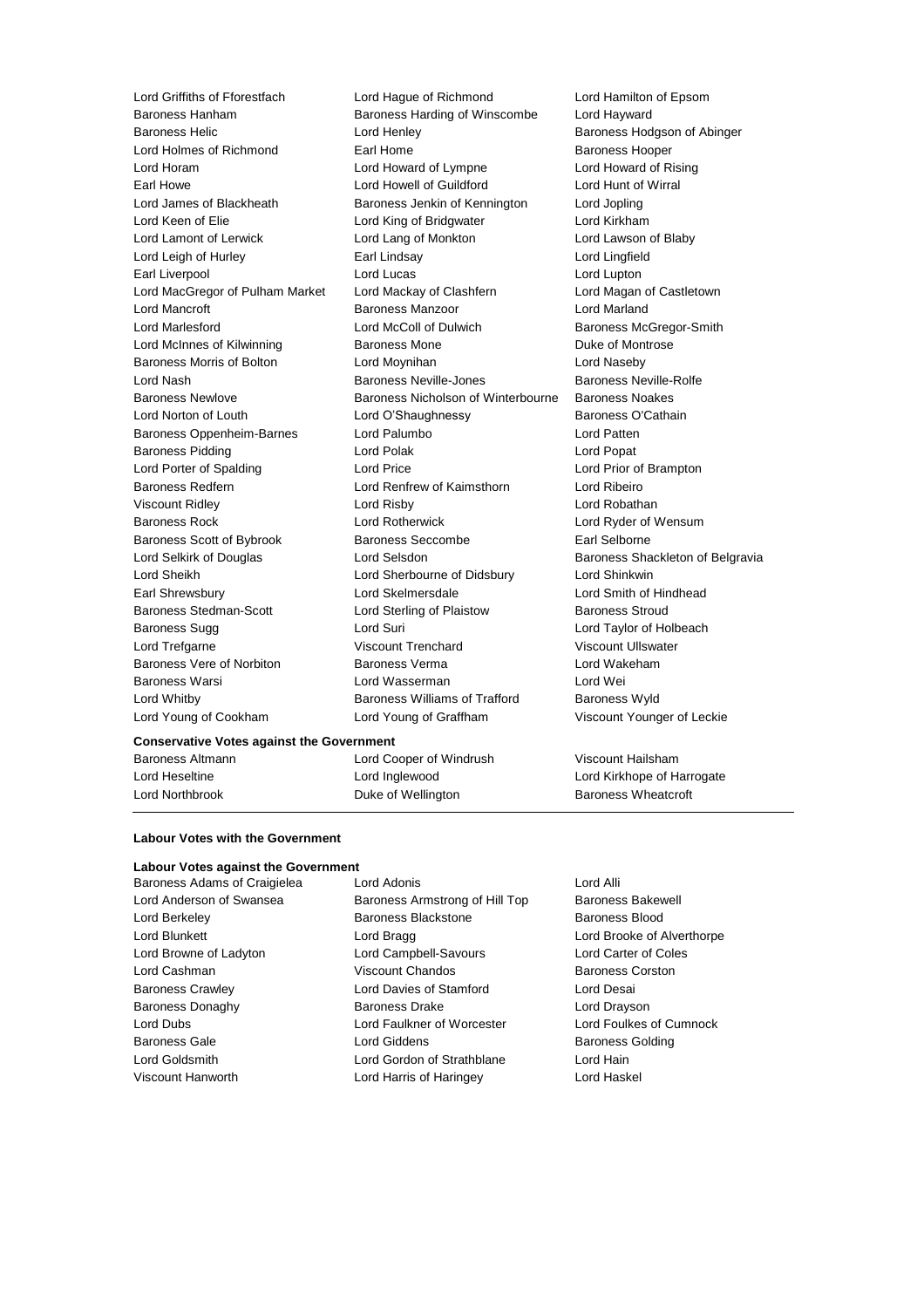Lord Griffiths of Fforestfach
Lord Hague of Richmond
Lord Hamilton of Epsom
Baroness Hanham
Baroness Harding of Winscombe
Lord Hayward
Baroness Helic
Lord Henley
Baroness Hodgson of Abinger
Lord Holmes of Richmond
Earl Home
Baroness Hooper
Lord Horam
Lord Howard of Lympne
Lord Howard of Rising
Earl Howe
Lord Howell of Guildford
Lord Hunt of Wirral
Lord James of Blackheath
Baroness Jenkin of Kennington
Lord Jopling
Lord Keen of Elie
Lord King of Bridgwater
Lord Kirkham
Lord Lamont of Lerwick
Lord Lang of Monkton
Lord Lawson of Blaby
Lord Leigh of Hurley
Earl Lindsay
Lord Lingfield
Earl Liverpool
Lord Lucas
Lord Lupton
Lord MacGregor of Pulham Market
Lord Mackay of Clashfern
Lord Magan of Castletown
Lord Mancroft
Baroness Manzoor
Lord Marland
Lord Marlesford
Lord McColl of Dulwich
Baroness McGregor-Smith
Lord McInnes of Kilwinning
Baroness Mone
Duke of Montrose
Baroness Morris of Bolton
Lord Moynihan
Lord Naseby
Lord Nash
Baroness Neville-Jones
Baroness Neville-Rolfe
Baroness Newlove
Baroness Nicholson of Winterbourne
Baroness Noakes
Lord Norton of Louth
Lord O'Shaughnessy
Baroness O'Cathain
Baroness Oppenheim-Barnes
Lord Palumbo
Lord Patten
Baroness Pidding
Lord Polak
Lord Popat
Lord Porter of Spalding
Lord Price
Lord Prior of Brampton
Baroness Redfern
Lord Renfrew of Kaimsthorn
Lord Ribeiro
Viscount Ridley
Lord Risby
Lord Robathan
Baroness Rock
Lord Rotherwick
Lord Ryder of Wensum
Baroness Scott of Bybrook
Baroness Seccombe
Earl Selborne
Lord Selkirk of Douglas
Lord Selsdon
Baroness Shackleton of Belgravia
Lord Sheikh
Lord Sherbourne of Didsbury
Lord Shinkwin
Earl Shrewsbury
Lord Skelmersdale
Lord Smith of Hindhead
Baroness Stedman-Scott
Lord Sterling of Plaistow
Baroness Stroud
Baroness Sugg
Lord Suri
Lord Taylor of Holbeach
Lord Trefgarne
Viscount Trenchard
Viscount Ullswater
Baroness Vere of Norbiton
Baroness Verma
Lord Wakeham
Baroness Warsi
Lord Wasserman
Lord Wei
Lord Whitby
Baroness Williams of Trafford
Baroness Wyld
Lord Young of Cookham
Lord Young of Graffham
Viscount Younger of Leckie

**Conservative Votes against the Government**

Baroness Altmann
Lord Cooper of Windrush
Viscount Hailsham
Lord Heseltine
Lord Inglewood
Lord Kirkhope of Harrogate
Lord Northbrook
Duke of Wellington
Baroness Wheatcroft

**Labour Votes with the Government**

**Labour Votes against the Government**

Baroness Adams of Craigielea
Lord Adonis
Lord Alli
Lord Anderson of Swansea
Baroness Armstrong of Hill Top
Baroness Bakewell
Lord Berkeley
Baroness Blackstone
Baroness Blood
Lord Blunkett
Lord Bragg
Lord Brooke of Alverthorpe
Lord Browne of Ladyton
Lord Campbell-Savours
Lord Carter of Coles
Lord Cashman
Viscount Chandos
Baroness Corston
Baroness Crawley
Lord Davies of Stamford
Lord Desai
Baroness Donaghy
Baroness Drake
Lord Drayson
Lord Dubs
Lord Faulkner of Worcester
Lord Foulkes of Cumnock
Baroness Gale
Lord Giddens
Baroness Golding
Lord Goldsmith
Lord Gordon of Strathblane
Lord Hain
Viscount Hanworth
Lord Harris of Haringey
Lord Haskel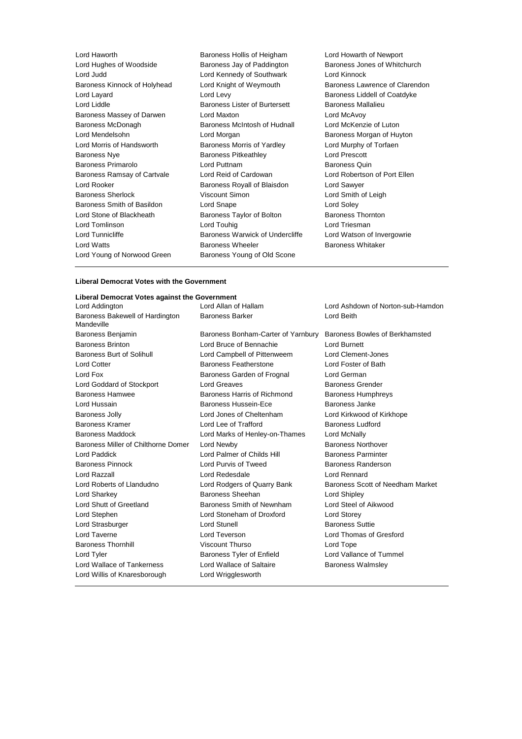Lord Haworth
Baroness Hollis of Heigham
Lord Howarth of Newport
Lord Hughes of Woodside
Baroness Jay of Paddington
Baroness Jones of Whitchurch
Lord Judd
Lord Kennedy of Southwark
Lord Kinnock
Baroness Kinnock of Holyhead
Lord Knight of Weymouth
Baroness Lawrence of Clarendon
Lord Layard
Lord Levy
Baroness Liddell of Coatdyke
Lord Liddle
Baroness Lister of Burtersett
Baroness Mallalieu
Baroness Massey of Darwen
Lord Maxton
Lord McAvoy
Baroness McDonagh
Baroness McIntosh of Hudnall
Lord McKenzie of Luton
Lord Mendelsohn
Lord Morgan
Baroness Morgan of Huyton
Lord Morris of Handsworth
Baroness Morris of Yardley
Lord Murphy of Torfaen
Baroness Nye
Baroness Pitkeathley
Lord Prescott
Baroness Primarolo
Lord Puttnam
Baroness Quin
Baroness Ramsay of Cartvale
Lord Reid of Cardowan
Lord Robertson of Port Ellen
Lord Rooker
Baroness Royall of Blaisdon
Lord Sawyer
Baroness Sherlock
Viscount Simon
Lord Smith of Leigh
Baroness Smith of Basildon
Lord Snape
Lord Soley
Lord Stone of Blackheath
Baroness Taylor of Bolton
Baroness Thornton
Lord Tomlinson
Lord Touhig
Lord Triesman
Lord Tunnicliffe
Baroness Warwick of Undercliffe
Lord Watson of Invergowrie
Lord Watts
Baroness Wheeler
Baroness Whitaker
Lord Young of Norwood Green
Baroness Young of Old Scone

---

**Liberal Democrat Votes with the Government**

---

**Liberal Democrat Votes against the Government**

Lord Addington
Lord Allan of Hallam
Lord Ashdown of Norton-sub-Hamdon
Baroness Bakewell of Hardington Mandeville
Baroness Barker
Lord Beith
Baroness Benjamin
Baroness Bonham-Carter of Yarnbury
Baroness Bowles of Berkhamsted
Baroness Brinton
Lord Bruce of Bennachie
Lord Burnett
Baroness Burt of Solihull
Lord Campbell of Pittenweem
Lord Clement-Jones
Lord Cotter
Baroness Featherstone
Lord Foster of Bath
Lord Fox
Baroness Garden of Frognal
Lord German
Lord Goddard of Stockport
Lord Greaves
Baroness Grender
Baroness Hamwee
Baroness Harris of Richmond
Baroness Humphreys
Lord Hussain
Baroness Hussein-Ece
Baroness Janke
Baroness Jolly
Lord Jones of Cheltenham
Lord Kirkwood of Kirkhope
Baroness Kramer
Lord Lee of Trafford
Baroness Ludford
Baroness Maddock
Lord Marks of Henley-on-Thames
Lord McNally
Baroness Miller of Chilthorne Domer
Lord Newby
Baroness Northover
Lord Paddick
Lord Palmer of Childs Hill
Baroness Parminter
Baroness Pinnock
Lord Purvis of Tweed
Baroness Randerson
Lord Razzall
Lord Redesdale
Lord Rennard
Lord Roberts of Llandudno
Lord Rodgers of Quarry Bank
Baroness Scott of Needham Market
Lord Sharkey
Baroness Sheehan
Lord Shipley
Lord Shutt of Greetland
Baroness Smith of Newnham
Lord Steel of Aikwood
Lord Stephen
Lord Stoneham of Droxford
Lord Storey
Lord Strasburger
Lord Stunell
Baroness Suttie
Lord Taverne
Lord Teverson
Lord Thomas of Gresford
Baroness Thornhill
Viscount Thurso
Lord Tope
Lord Tyler
Baroness Tyler of Enfield
Lord Vallance of Tummel
Lord Wallace of Tankerness
Lord Wallace of Saltaire
Baroness Walmsley
Lord Willis of Knaresborough
Lord Wrigglesworth

---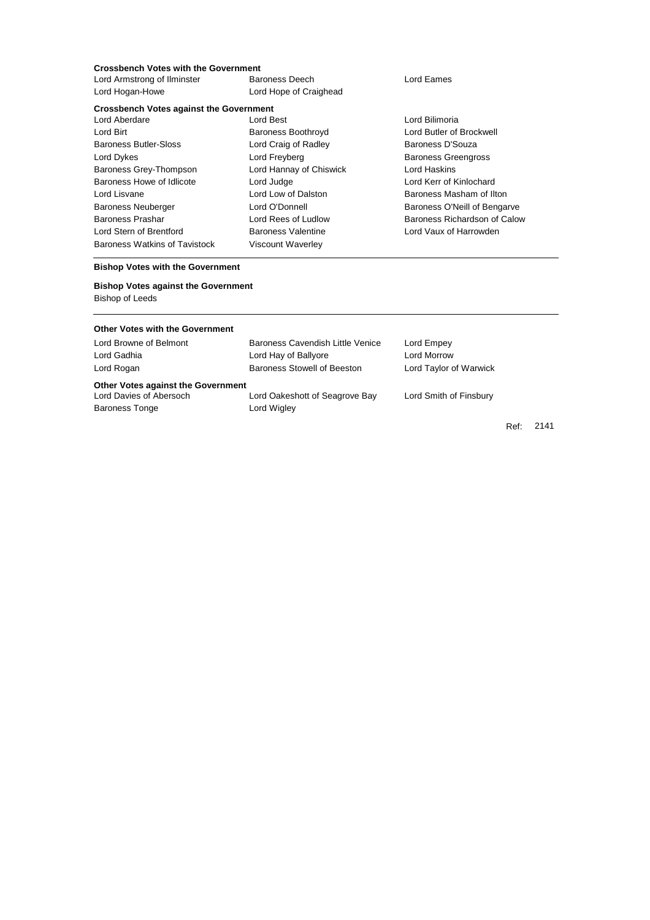**Crossbench Votes with the Government**

Lord Armstrong of Ilminster
Baroness Deech
Lord Eames
Lord Hogan-Howe
Lord Hope of Craighead

**Crossbench Votes against the Government**

Lord Aberdare
Lord Best
Lord Bilimoria
Lord Birt
Baroness Boothroyd
Lord Butler of Brockwell
Baroness Butler-Sloss
Lord Craig of Radley
Baroness D'Souza
Lord Dykes
Lord Freyberg
Baroness Greengross
Baroness Grey-Thompson
Lord Hannay of Chiswick
Lord Haskins
Baroness Howe of Idlicote
Lord Judge
Lord Kerr of Kinlochard
Lord Lisvane
Lord Low of Dalston
Baroness Masham of Ilton
Baroness Neuberger
Lord O'Donnell
Baroness O'Neill of Bengarve
Baroness Prashar
Lord Rees of Ludlow
Baroness Richardson of Calow
Lord Stern of Brentford
Baroness Valentine
Lord Vaux of Harrowden
Baroness Watkins of Tavistock
Viscount Waverley

---

**Bishop Votes with the Government**

**Bishop Votes against the Government**

Bishop of Leeds

---

**Other Votes with the Government**

Lord Browne of Belmont
Baroness Cavendish Little Venice
Lord Empey
Lord Gadhia
Lord Hay of Ballyore
Lord Morrow
Lord Rogan
Baroness Stowell of Beeston
Lord Taylor of Warwick

**Other Votes against the Government**

Lord Davies of Abersoch
Lord Oakeshott of Seagrove Bay
Lord Smith of Finsbury
Baroness Tonge
Lord Wigley

Ref: 2141